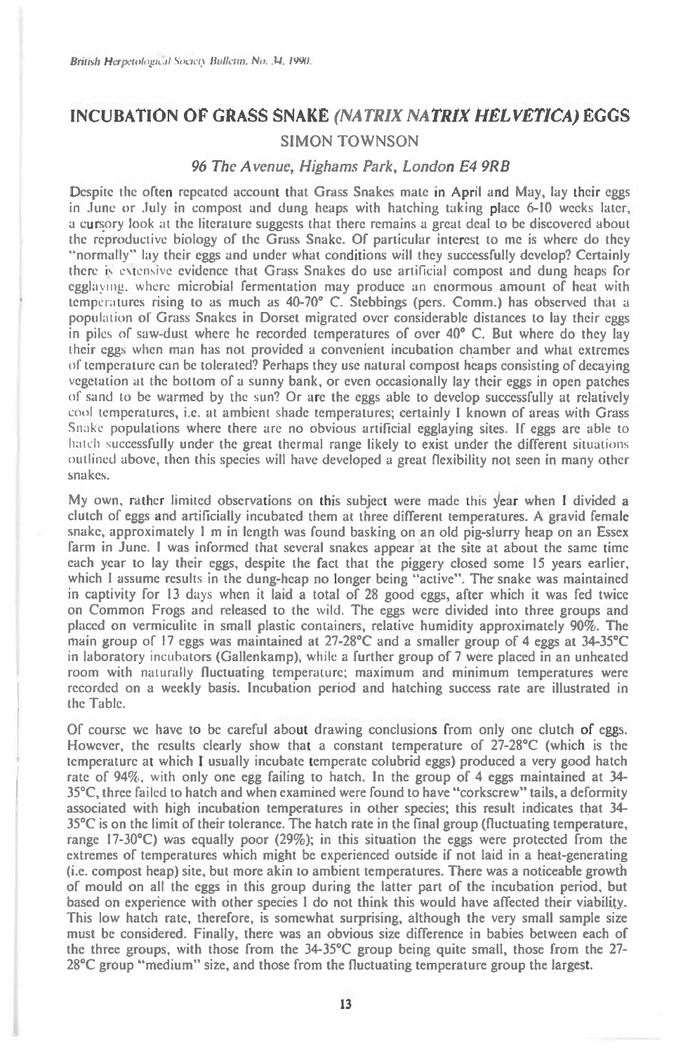# INCUBATION OF GRASS SNAKE *(NATRIX NATRIX HELVETICA)* EGGS

SIMON TOWNSON

*96 The Avenue, Highams Park, London E4 9RB*

Despite the often repeated account that Grass Snakes mate in April and May, lay their eggs in June or July in compost and dung heaps with hatching taking place 6-10 weeks later, a cursory look at the literature suggests that there remains a great deal to be discovered about the reproductive biology of the Grass Snake. Of particular interest to me is where do they "normally" lay their eggs and under what conditions will they successfully develop? Certainly there is extensive evidence that Grass Snakes do use artificial compost and dung heaps for egglaying, where microbial fermentation may produce an enormous amount of heat with temperatures rising to as much as 40-70° C. Stebbings (pers. Comm.) has observed that a population of Grass Snakes in Dorset migrated over considerable distances to lay their eggs in piles of saw-dust where he recorded temperatures of over 40° C. But where do they lay their eggs when man has not provided a convenient incubation chamber and what extremes of temperature can be tolerated? Perhaps they use natural compost heaps consisting of decaying vegetation at the bottom of a sunny bank, or even occasionally lay their eggs in open patches of sand to be warmed by the sun? Or are the eggs able to develop successfully at relatively cool temperatures, i.e. at ambient shade temperatures; certainly I known of areas with Grass Snake populations where there are no obvious artificial egglaying sites. If eggs are able to hatch successfully under the great thermal range likely to exist under the different situations outlined above, then this species will have developed a great flexibility not seen in many other snakes.

My own, rather limited observations on this subject were made this year when I divided a clutch of eggs and artificially incubated them at three different temperatures. A gravid female snake, approximately 1 m in length was found basking on an old pig-slurry heap on an Essex farm in June. I was informed that several snakes appear at the site at about the same time each year to lay their eggs, despite the fact that the piggery closed some 15 years earlier, which I assume results in the dung-heap no longer being "active". The snake was maintained in captivity for 13 days when it laid a total of 28 good eggs, after which it was fed twice on Common Frogs and released to the wild. The eggs were divided into three groups and placed on vermiculite in small plastic containers, relative humidity approximately 90%. The main group of 17 eggs was maintained at 27-28°C and a smaller group of 4 eggs at 34-35°C in laboratory incubators (Gallenkamp), while a further group of 7 were placed in an unheated room with naturally fluctuating temperature; maximum and minimum temperatures were recorded on a weekly basis. Incubation period and hatching success rate are illustrated in the Table.

Of course we have to be careful about drawing conclusions from only one clutch of eggs. However, the results clearly show that a constant temperature of 27-28°C (which is the temperature at which I usually incubate temperate colubrid eggs) produced a very good hatch rate of 94%, with only one egg failing to hatch. In the group of 4 eggs maintained at 34-35°C, three failed to hatch and when examined were found to have "corkscrew" tails, a deformity associated with high incubation temperatures in other species; this result indicates that 34-35°C is on the limit of their tolerance. The hatch rate in the final group (fluctuating temperature, range 17-30°C) was equally poor (29%); in this situation the eggs were protected from the extremes of temperatures which might be experienced outside if not laid in a heat-generating (i.e. compost heap) site, but more akin to ambient temperatures. There was a noticeable growth of mould on all the eggs in this group during the latter part of the incubation period, but based on experience with other species I do not think this would have affected their viability. This low hatch rate, therefore, is somewhat surprising, although the very small sample size must be considered. Finally, there was an obvious size difference in babies between each of the three groups, with those from the 34-35°C group being quite small, those from the 27-28°C group "medium" size, and those from the fluctuating temperature group the largest.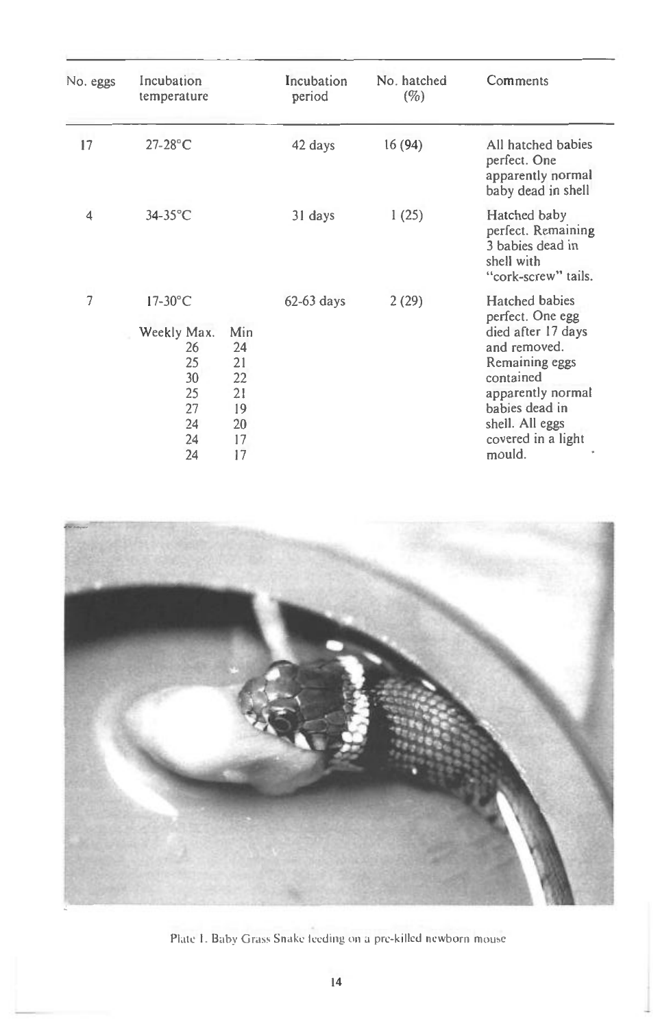| No. eggs | Incubation temperature | | Incubation period | No. hatched (%) | Comments |
|---|---|---|---|---|---|
| 17 | 27-28°C | | 42 days | 16 (94) | All hatched babies perfect. One apparently normal baby dead in shell |
| 4 | 34-35°C | | 31 days | 1 (25) | Hatched baby perfect. Remaining 3 babies dead in shell with "cork-screw" tails. |
| 7 | 17-30°C | | 62-63 days | 2 (29) | Hatched babies perfect. One egg died after 17 days and removed. Remaining eggs contained apparently normal babies dead in shell. All eggs covered in a light mould. |
| | Weekly Max. | Min | | | |
| | 26 | 24 | | | |
| | 25 | 21 | | | |
| | 30 | 22 | | | |
| | 25 | 21 | | | |
| | 27 | 19 | | | |
| | 24 | 20 | | | |
| | 24 | 17 | | | |
| | 24 | 17 | | | |

Plate 1. Baby Grass Snake feeding on a pre-killed newborn mouse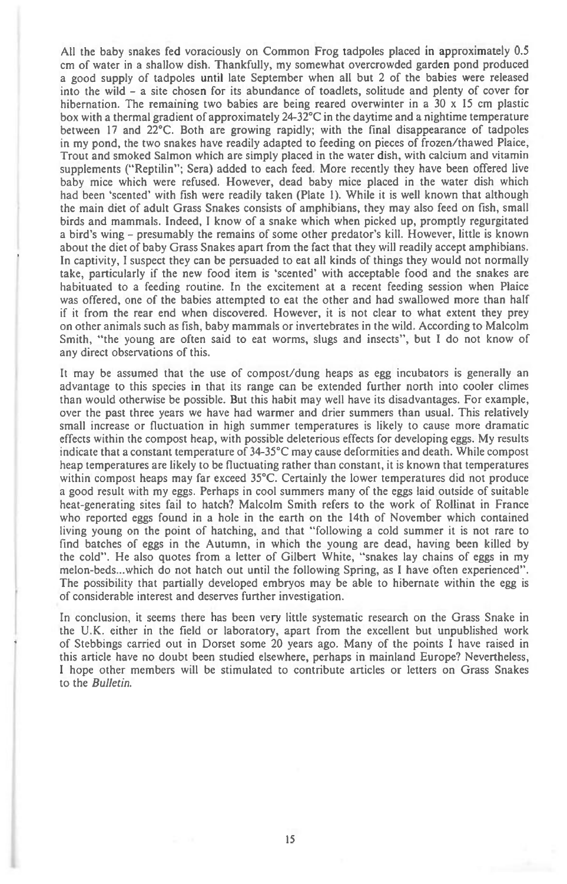All the baby snakes fed voraciously on Common Frog tadpoles placed in approximately 0.5 cm of water in a shallow dish. Thankfully, my somewhat overcrowded garden pond produced a good supply of tadpoles until late September when all but 2 of the babies were released into the wild – a site chosen for its abundance of toadlets, solitude and plenty of cover for hibernation. The remaining two babies are being reared overwinter in a 30 x 15 cm plastic box with a thermal gradient of approximately 24-32°C in the daytime and a nighttime temperature between 17 and 22°C. Both are growing rapidly; with the final disappearance of tadpoles in my pond, the two snakes have readily adapted to feeding on pieces of frozen/thawed Plaice, Trout and smoked Salmon which are simply placed in the water dish, with calcium and vitamin supplements ("Reptilin"; Sera) added to each feed. More recently they have been offered live baby mice which were refused. However, dead baby mice placed in the water dish which had been 'scented' with fish were readily taken (Plate 1). While it is well known that although the main diet of adult Grass Snakes consists of amphibians, they may also feed on fish, small birds and mammals. Indeed, I know of a snake which when picked up, promptly regurgitated a bird's wing – presumably the remains of some other predator's kill. However, little is known about the diet of baby Grass Snakes apart from the fact that they will readily accept amphibians. In captivity, I suspect they can be persuaded to eat all kinds of things they would not normally take, particularly if the new food item is 'scented' with acceptable food and the snakes are habituated to a feeding routine. In the excitement at a recent feeding session when Plaice was offered, one of the babies attempted to eat the other and had swallowed more than half if it from the rear end when discovered. However, it is not clear to what extent they prey on other animals such as fish, baby mammals or invertebrates in the wild. According to Malcolm Smith, "the young are often said to eat worms, slugs and insects", but I do not know of any direct observations of this.

It may be assumed that the use of compost/dung heaps as egg incubators is generally an advantage to this species in that its range can be extended further north into cooler climes than would otherwise be possible. But this habit may well have its disadvantages. For example, over the past three years we have had warmer and drier summers than usual. This relatively small increase or fluctuation in high summer temperatures is likely to cause more dramatic effects within the compost heap, with possible deleterious effects for developing eggs. My results indicate that a constant temperature of 34-35°C may cause deformities and death. While compost heap temperatures are likely to be fluctuating rather than constant, it is known that temperatures within compost heaps may far exceed 35°C. Certainly the lower temperatures did not produce a good result with my eggs. Perhaps in cool summers many of the eggs laid outside of suitable heat-generating sites fail to hatch? Malcolm Smith refers to the work of Rollinat in France who reported eggs found in a hole in the earth on the 14th of November which contained living young on the point of hatching, and that "following a cold summer it is not rare to find batches of eggs in the Autumn, in which the young are dead, having been killed by the cold". He also quotes from a letter of Gilbert White, "snakes lay chains of eggs in my melon-beds...which do not hatch out until the following Spring, as I have often experienced". The possibility that partially developed embryos may be able to hibernate within the egg is of considerable interest and deserves further investigation.

In conclusion, it seems there has been very little systematic research on the Grass Snake in the U.K. either in the field or laboratory, apart from the excellent but unpublished work of Stebbings carried out in Dorset some 20 years ago. Many of the points I have raised in this article have no doubt been studied elsewhere, perhaps in mainland Europe? Nevertheless, I hope other members will be stimulated to contribute articles or letters on Grass Snakes to the *Bulletin.*